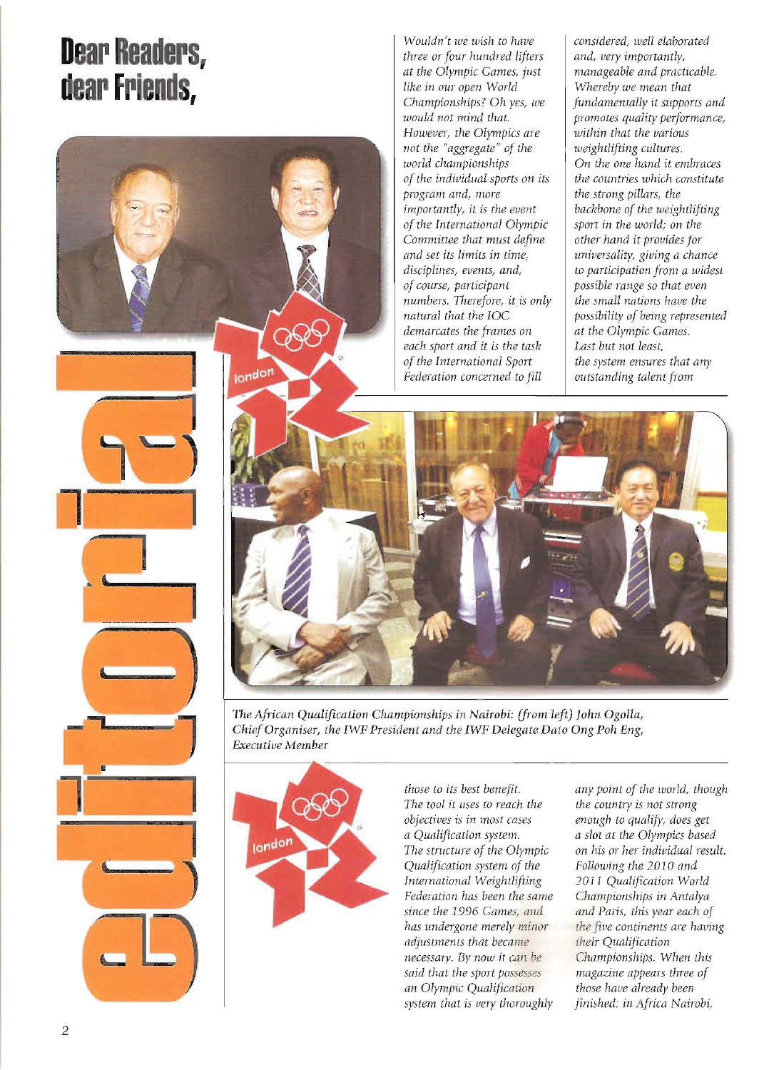# Dear Readers, dear Friends,

## editorial

*Wouldn't we wish to have three or four hundred lifters at the Olympic Games, just like in our open World Championships? Oh yes, we would not mind that. However, the Olympics are not the "aggregate" of the world championships of the individual sports on its program and, more importantly, it is the event of the International Olympic Committee that must define and set its limits in time, disciplines, events, and, of course, participant numbers. Therefore, it is only natural that the IOC demarcates the frames on each sport and it is the task of the International Sport Federation concerned to fill those to its best benefit. The tool it uses to reach the objectives is in most cases a Qualification system. The structure of the Olympic Qualification system of the International Weightlifting Federation has been the same since the 1996 Games, and has undergone merely minor adjustments that became necessary. By now it can be said that the sport possesses an Olympic Qualification system that is very thoroughly considered, well elaborated and, very importantly, manageable and practicable. Whereby we mean that fundamentally it supports and promotes quality performance, within that the various weightlifting cultures. On the one hand it embraces the countries which constitute the strong pillars, the backbone of the weightlifting sport in the world; on the other hand it provides for universality, giving a chance to participation from a widest possible range so that even the small nations have the possibility of being represented at the Olympic Games. Last but not least, the system ensures that any outstanding talent from any point of the world, though the country is not strong enough to qualify, does get a slot at the Olympics based on his or her individual result. Following the 2010 and 2011 Qualification World Championships in Antalya and Paris, this year each of the five continents are having their Qualification Championships. When this magazine appears three of those have already been finished: in Africa Nairobi,*

*The African Qualification Championships in Nairobi: (from left) John Ogolla, Chief Organiser, the IWF President and the IWF Delegate Dato Ong Poh Eng, Executive Member*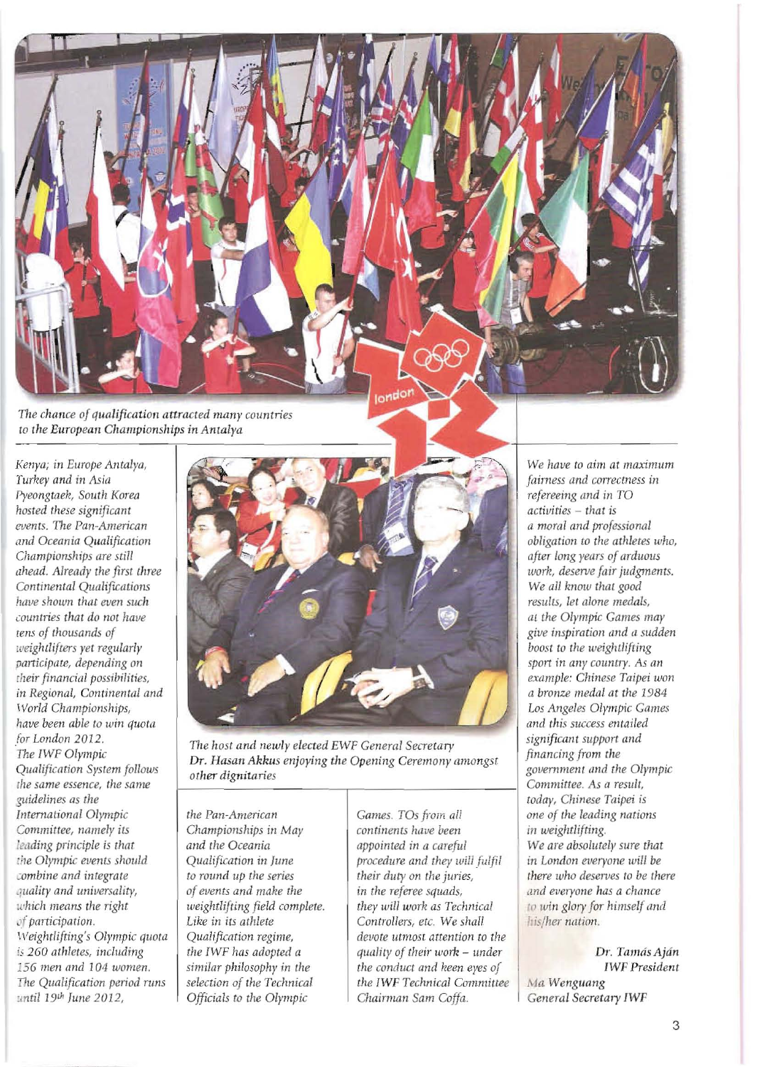*The chance of qualification attracted many countries to the European Championships in Antalya*

Kenya; in Europe Antalya, Turkey and in Asia Pyeongtaek, South Korea hosted these significant events. The Pan-American and Oceania Qualification Championships are still ahead. Already the first three Continental Qualifications have shown that even such countries that do not have tens of thousands of weightlifters yet regularly participate, depending on their financial possibilities, in Regional, Continental and World Championships, have been able to win quota for London 2012.

The IWF Olympic Qualification System follows the same essence, the same guidelines as the International Olympic Committee, namely its leading principle is that the Olympic events should combine and integrate quality and universality, which means the right of participation.

Weightlifting's Olympic quota is 260 athletes, including 156 men and 104 women. The Qualification period runs until 19th June 2012, the Pan-American Championships in May and the Oceania Qualification in June to round up the series of events and make the weightlifting field complete.

*The host and newly elected EWF General Secretary* ***Dr. Hasan Akkus*** *enjoying the Opening Ceremony amongst other dignitaries*

Like in its athlete Qualification regime, the IWF has adopted a similar philosophy in the selection of the Technical Officials to the Olympic Games. TOs from all continents have been appointed in a careful procedure and they will fulfil their duty on the juries, in the referee squads, they will work as Technical Controllers, etc. We shall devote utmost attention to the quality of their work – under the conduct and keen eyes of the IWF Technical Committee Chairman Sam Coffa.

We have to aim at maximum fairness and correctness in refereeing and in TO activities – that is a moral and professional obligation to the athletes who, after long years of arduous work, deserve fair judgments.

We all know that good results, let alone medals, at the Olympic Games may give inspiration and a sudden boost to the weightlifting sport in any country. As an example: Chinese Taipei won a bronze medal at the 1984 Los Angeles Olympic Games and this success entailed significant support and financing from the government and the Olympic Committee. As a result, today, Chinese Taipei is one of the leading nations in weightlifting.

We are absolutely sure that in London everyone will be there who deserves to be there and everyone has a chance to win glory for himself and his/her nation.

Dr. Tamás Aján
IWF President

Ma Wenguang
General Secretary IWF